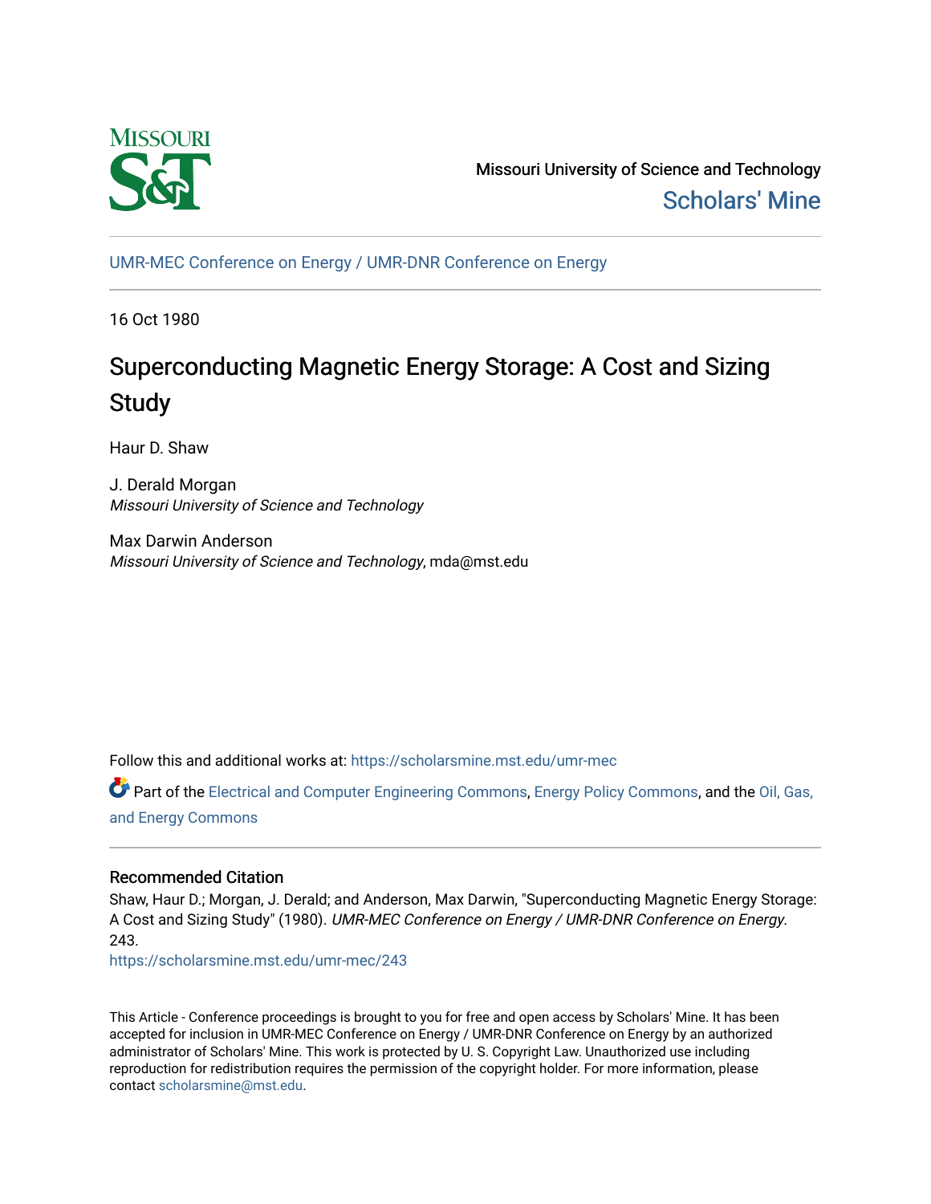Missouri University of Science and Technology

Scholars' Mine

UMR-MEC Conference on Energy / UMR-DNR Conference on Energy

16 Oct 1980

# Superconducting Magnetic Energy Storage: A Cost and Sizing Study

Haur D. Shaw

J. Derald Morgan
*Missouri University of Science and Technology*

Max Darwin Anderson
*Missouri University of Science and Technology*, mda@mst.edu

Follow this and additional works at: https://scholarsmine.mst.edu/umr-mec

Part of the Electrical and Computer Engineering Commons, Energy Policy Commons, and the Oil, Gas, and Energy Commons

## Recommended Citation

Shaw, Haur D.; Morgan, J. Derald; and Anderson, Max Darwin, "Superconducting Magnetic Energy Storage: A Cost and Sizing Study" (1980). *UMR-MEC Conference on Energy / UMR-DNR Conference on Energy*. 243.
https://scholarsmine.mst.edu/umr-mec/243

This Article - Conference proceedings is brought to you for free and open access by Scholars' Mine. It has been accepted for inclusion in UMR-MEC Conference on Energy / UMR-DNR Conference on Energy by an authorized administrator of Scholars' Mine. This work is protected by U. S. Copyright Law. Unauthorized use including reproduction for redistribution requires the permission of the copyright holder. For more information, please contact scholarsmine@mst.edu.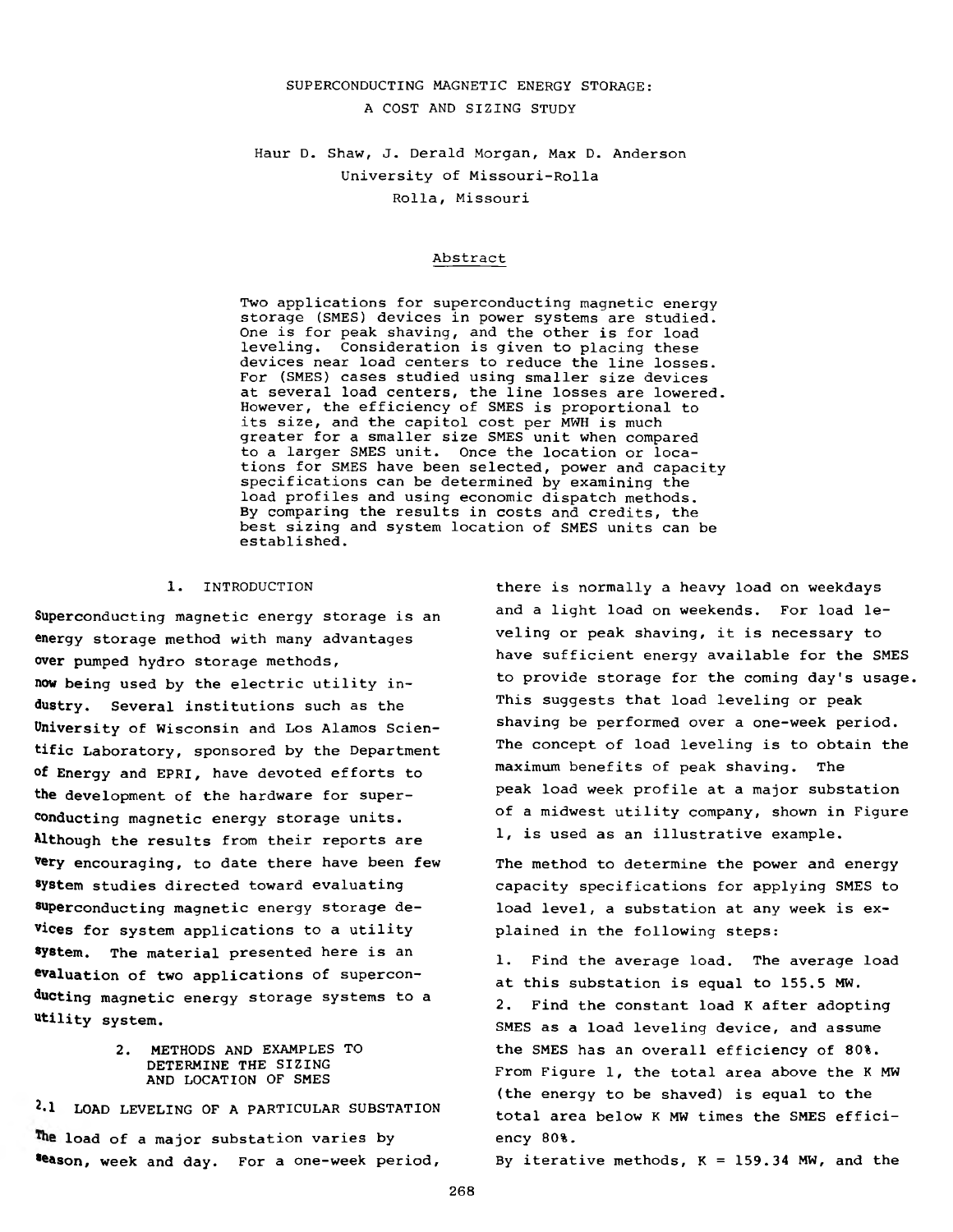# SUPERCONDUCTING MAGNETIC ENERGY STORAGE: A COST AND SIZING STUDY

Haur D. Shaw, J. Derald Morgan, Max D. Anderson
University of Missouri-Rolla
Rolla, Missouri

## Abstract

Two applications for superconducting magnetic energy storage (SMES) devices in power systems are studied. One is for peak shaving, and the other is for load leveling. Consideration is given to placing these devices near load centers to reduce the line losses. For (SMES) cases studied using smaller size devices at several load centers, the line losses are lowered. However, the efficiency of SMES is proportional to its size, and the capitol cost per MWH is much greater for a smaller size SMES unit when compared to a larger SMES unit. Once the location or locations for SMES have been selected, power and capacity specifications can be determined by examining the load profiles and using economic dispatch methods. By comparing the results in costs and credits, the best sizing and system location of SMES units can be established.

## 1. INTRODUCTION

Superconducting magnetic energy storage is an energy storage method with many advantages over pumped hydro storage methods, now being used by the electric utility industry. Several institutions such as the University of Wisconsin and Los Alamos Scientific Laboratory, sponsored by the Department of Energy and EPRI, have devoted efforts to the development of the hardware for superconducting magnetic energy storage units. Although the results from their reports are very encouraging, to date there have been few system studies directed toward evaluating superconducting magnetic energy storage devices for system applications to a utility system. The material presented here is an evaluation of two applications of superconducting magnetic energy storage systems to a utility system.

## 2. METHODS AND EXAMPLES TO DETERMINE THE SIZING AND LOCATION OF SMES

### 2.1 LOAD LEVELING OF A PARTICULAR SUBSTATION

The load of a major substation varies by season, week and day. For a one-week period, there is normally a heavy load on weekdays and a light load on weekends. For load leveling or peak shaving, it is necessary to have sufficient energy available for the SMES to provide storage for the coming day's usage. This suggests that load leveling or peak shaving be performed over a one-week period. The concept of load leveling is to obtain the maximum benefits of peak shaving. The peak load week profile at a major substation of a midwest utility company, shown in Figure 1, is used as an illustrative example.

The method to determine the power and energy capacity specifications for applying SMES to load level, a substation at any week is explained in the following steps:

1. Find the average load. The average load at this substation is equal to 155.5 MW.
2. Find the constant load K after adopting SMES as a load leveling device, and assume the SMES has an overall efficiency of 80%. From Figure 1, the total area above the K MW (the energy to be shaved) is equal to the total area below K MW times the SMES efficiency 80%.

By iterative methods, K = 159.34 MW, and the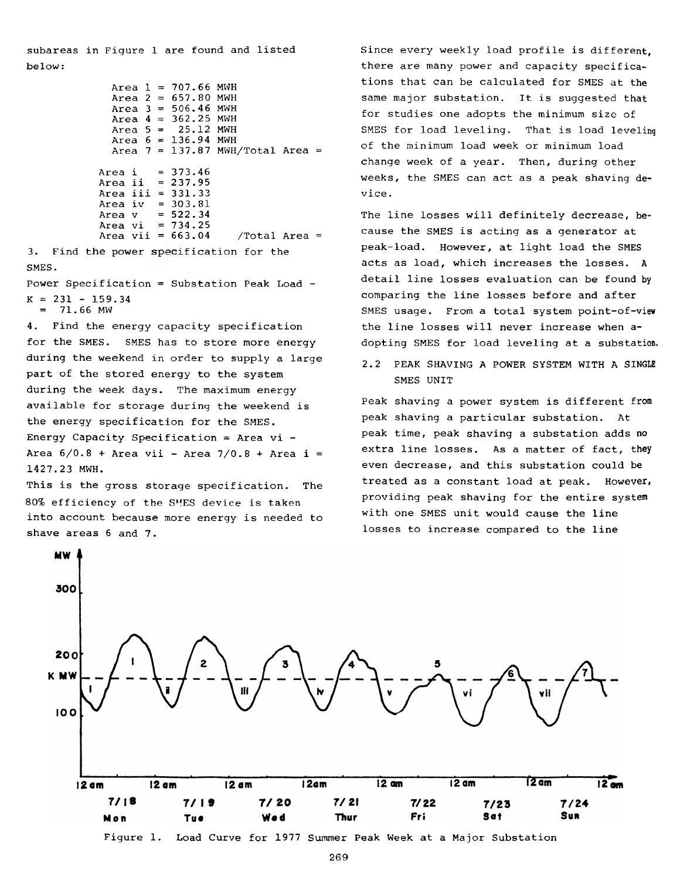subareas in Figure 1 are found and listed below:

Area 1 = 707.66 MWH
Area 2 = 657.80 MWH
Area 3 = 506.46 MWH
Area 4 = 362.25 MWH
Area 5 = 25.12 MWH
Area 6 = 136.94 MWH
Area 7 = 137.87 MWH/Total Area =

Area i = 373.46
Area ii = 237.95
Area iii = 331.33
Area iv = 303.81
Area v = 522.34
Area vi = 734.25
Area vii = 663.04 /Total Area =

3. Find the power specification for the SMES.

Power Specification = Substation Peak Load - K = 231 - 159.34
= 71.66 MW

4. Find the energy capacity specification for the SMES. SMES has to store more energy during the weekend in order to supply a large part of the stored energy to the system during the week days. The maximum energy available for storage during the weekend is the energy specification for the SMES.

Energy Capacity Specification = Area vi - Area 6/0.8 + Area vii - Area 7/0.8 + Area i = 1427.23 MWH.

This is the gross storage specification. The 80% efficiency of the SMES device is taken into account because more energy is needed to shave areas 6 and 7.

Since every weekly load profile is different, there are many power and capacity specifications that can be calculated for SMES at the same major substation. It is suggested that for studies one adopts the minimum size of SMES for load leveling. That is load leveling of the minimum load week or minimum load change week of a year. Then, during other weeks, the SMES can act as a peak shaving device.

The line losses will definitely decrease, because the SMES is acting as a generator at peak-load. However, at light load the SMES acts as load, which increases the losses. A detail line losses evaluation can be found by comparing the line losses before and after SMES usage. From a total system point-of-view the line losses will never increase when adopting SMES for load leveling at a substation.

## 2.2 PEAK SHAVING A POWER SYSTEM WITH A SINGLE SMES UNIT

Peak shaving a power system is different from peak shaving a particular substation. At peak time, peak shaving a substation adds no extra line losses. As a matter of fact, they even decrease, and this substation could be treated as a constant load at peak. However, providing peak shaving for the entire system with one SMES unit would cause the line losses to increase compared to the line

Figure 1. Load Curve for 1977 Summer Peak Week at a Major Substation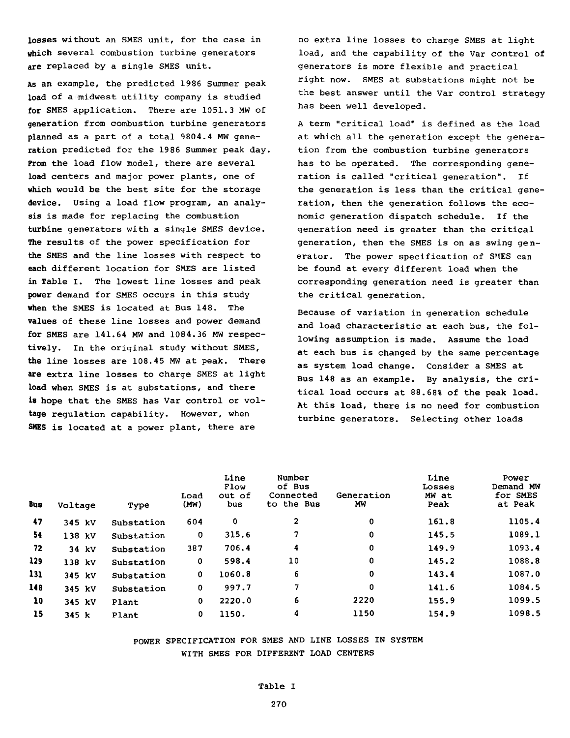losses without an SMES unit, for the case in which several combustion turbine generators are replaced by a single SMES unit.

As an example, the predicted 1986 Summer peak load of a midwest utility company is studied for SMES application. There are 1051.3 MW of generation from combustion turbine generators planned as a part of a total 9804.4 MW generation predicted for the 1986 Summer peak day. From the load flow model, there are several load centers and major power plants, one of which would be the best site for the storage device. Using a load flow program, an analysis is made for replacing the combustion turbine generators with a single SMES device. The results of the power specification for the SMES and the line losses with respect to each different location for SMES are listed in Table I. The lowest line losses and peak power demand for SMES occurs in this study when the SMES is located at Bus 148. The values of these line losses and power demand for SMES are 141.64 MW and 1084.36 MW respectively. In the original study without SMES, the line losses are 108.45 MW at peak. There are extra line losses to charge SMES at light load when SMES is at substations, and there is hope that the SMES has Var control or voltage regulation capability. However, when SMES is located at a power plant, there are no extra line losses to charge SMES at light load, and the capability of the Var control of generators is more flexible and practical right now. SMES at substations might not be the best answer until the Var control strategy has been well developed.

A term "critical load" is defined as the load at which all the generation except the generation from the combustion turbine generators has to be operated. The corresponding generation is called "critical generation". If the generation is less than the critical generation, then the generation follows the economic generation dispatch schedule. If the generation need is greater than the critical generation, then the SMES is on as swing generator. The power specification of SMES can be found at every different load when the corresponding generation need is greater than the critical generation.

Because of variation in generation schedule and load characteristic at each bus, the following assumption is made. Assume the load at each bus is changed by the same percentage as system load change. Consider a SMES at Bus 148 as an example. By analysis, the critical load occurs at 88.68% of the peak load. At this load, there is no need for combustion turbine generators. Selecting other loads

| Bus | Voltage | Type | Load (MW) | Line Flow out of bus | Number of Bus Connected to the Bus | Generation MW | Line Losses MW at Peak | Power Demand MW for SMES at Peak |
|---|---|---|---|---|---|---|---|---|
| 47 | 345 kV | Substation | 604 | 0 | 2 | 0 | 161.8 | 1105.4 |
| 54 | 138 kV | Substation | 0 | 315.6 | 7 | 0 | 145.5 | 1089.1 |
| 72 | 34 kV | Substation | 387 | 706.4 | 4 | 0 | 149.9 | 1093.4 |
| 129 | 138 kV | Substation | 0 | 598.4 | 10 | 0 | 145.2 | 1088.8 |
| 131 | 345 kV | Substation | 0 | 1060.8 | 6 | 0 | 143.4 | 1087.0 |
| 148 | 345 kV | Substation | 0 | 997.7 | 7 | 0 | 141.6 | 1084.5 |
| 10 | 345 kV | Plant | 0 | 2220.0 | 6 | 2220 | 155.9 | 1099.5 |
| 15 | 345 k | Plant | 0 | 1150. | 4 | 1150 | 154.9 | 1098.5 |

POWER SPECIFICATION FOR SMES AND LINE LOSSES IN SYSTEM WITH SMES FOR DIFFERENT LOAD CENTERS

Table I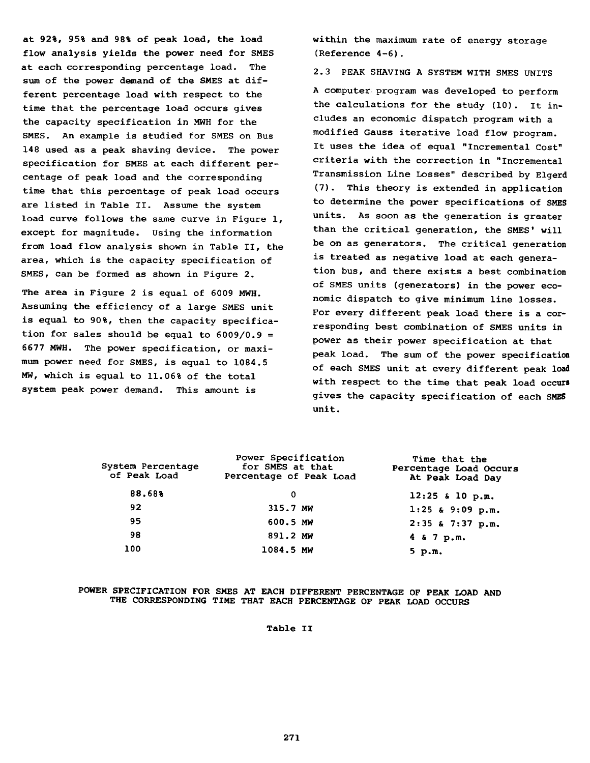at 92%, 95% and 98% of peak load, the load flow analysis yields the power need for SMES at each corresponding percentage load. The sum of the power demand of the SMES at different percentage load with respect to the time that the percentage load occurs gives the capacity specification in MWH for the SMES. An example is studied for SMES on Bus 148 used as a peak shaving device. The power specification for SMES at each different percentage of peak load and the corresponding time that this percentage of peak load occurs are listed in Table II. Assume the system load curve follows the same curve in Figure 1, except for magnitude. Using the information from load flow analysis shown in Table II, the area, which is the capacity specification of SMES, can be formed as shown in Figure 2.

The area in Figure 2 is equal of 6009 MWH. Assuming the efficiency of a large SMES unit is equal to 90%, then the capacity specification for sales should be equal to 6009/0.9 = 6677 MWH. The power specification, or maximum power need for SMES, is equal to 1084.5 MW, which is equal to 11.06% of the total system peak power demand. This amount is within the maximum rate of energy storage (Reference 4-6).

## 2.3 PEAK SHAVING A SYSTEM WITH SMES UNITS

A computer program was developed to perform the calculations for the study (10). It includes an economic dispatch program with a modified Gauss iterative load flow program. It uses the idea of equal "Incremental Cost" criteria with the correction in "Incremental Transmission Line Losses" described by Elgerd (7). This theory is extended in application to determine the power specifications of SMES units. As soon as the generation is greater than the critical generation, the SMES' will be on as generators. The critical generation is treated as negative load at each generation bus, and there exists a best combination of SMES units (generators) in the power economic dispatch to give minimum line losses. For every different peak load there is a corresponding best combination of SMES units in power as their power specification at that peak load. The sum of the power specification of each SMES unit at every different peak load with respect to the time that peak load occurs gives the capacity specification of each SMES unit.

| System Percentage of Peak Load | Power Specification for SMES at that Percentage of Peak Load | Time that the Percentage Load Occurs At Peak Load Day |
|---|---|---|
| 88.68% | 0 | 12:25 & 10 p.m. |
| 92 | 315.7 MW | 1:25 & 9:09 p.m. |
| 95 | 600.5 MW | 2:35 & 7:37 p.m. |
| 98 | 891.2 MW | 4 & 7 p.m. |
| 100 | 1084.5 MW | 5 p.m. |

POWER SPECIFICATION FOR SMES AT EACH DIFFERENT PERCENTAGE OF PEAK LOAD AND THE CORRESPONDING TIME THAT EACH PERCENTAGE OF PEAK LOAD OCCURS

Table II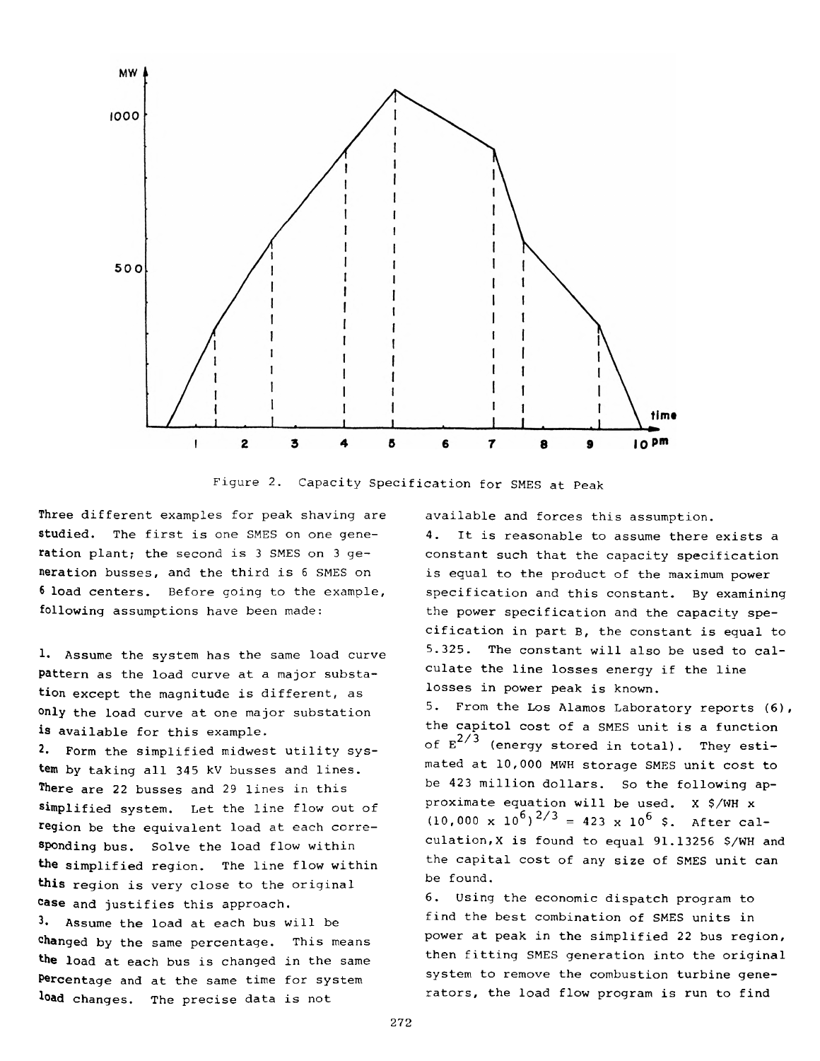Figure 2. Capacity Specification for SMES at Peak

Three different examples for peak shaving are studied. The first is one SMES on one generation plant; the second is 3 SMES on 3 generation busses, and the third is 6 SMES on 6 load centers. Before going to the example, following assumptions have been made:

1. Assume the system has the same load curve pattern as the load curve at a major substation except the magnitude is different, as only the load curve at one major substation is available for this example.
2. Form the simplified midwest utility system by taking all 345 kV busses and lines. There are 22 busses and 29 lines in this simplified system. Let the line flow out of region be the equivalent load at each corresponding bus. Solve the load flow within the simplified region. The line flow within this region is very close to the original case and justifies this approach.
3. Assume the load at each bus will be changed by the same percentage. This means the load at each bus is changed in the same percentage and at the same time for system load changes. The precise data is not available and forces this assumption.
4. It is reasonable to assume there exists a constant such that the capacity specification is equal to the product of the maximum power specification and this constant. By examining the power specification and the capacity specification in part B, the constant is equal to 5.325. The constant will also be used to calculate the line losses energy if the line losses in power peak is known.
5. From the Los Alamos Laboratory reports (6), the capitol cost of a SMES unit is a function of $E^{2/3}$ (energy stored in total). They estimated at 10,000 MWH storage SMES unit cost to be 423 million dollars. So the following approximate equation will be used. $X \text{ \$/WH} \times (10{,}000 \times 10^{6})^{2/3} = 423 \times 10^{6} \text{ \$}$. After calculation, X is found to equal 91.13256 \$/WH and the capital cost of any size of SMES unit can be found.
6. Using the economic dispatch program to find the best combination of SMES units in power at peak in the simplified 22 bus region, then fitting SMES generation into the original system to remove the combustion turbine generators, the load flow program is run to find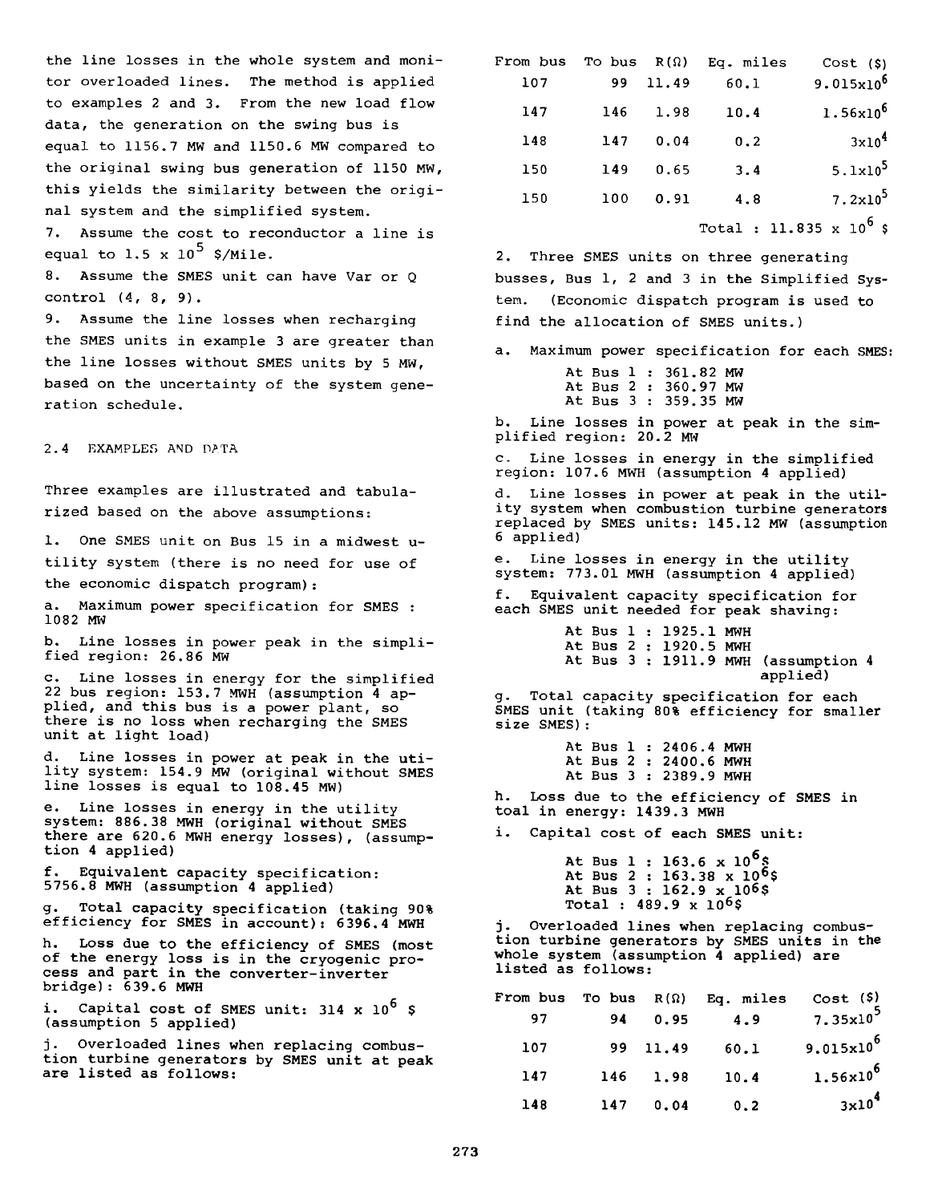the line losses in the whole system and monitor overloaded lines. The method is applied to examples 2 and 3. From the new load flow data, the generation on the swing bus is equal to 1156.7 MW and 1150.6 MW compared to the original swing bus generation of 1150 MW, this yields the similarity between the original system and the simplified system.

7. Assume the cost to reconductor a line is equal to $1.5 \times 10^5$ \$/Mile.

8. Assume the SMES unit can have Var or Q control (4, 8, 9).

9. Assume the line losses when recharging the SMES units in example 3 are greater than the line losses without SMES units by 5 MW, based on the uncertainty of the system generation schedule.

## 2.4 EXAMPLES AND DATA

Three examples are illustrated and tabularized based on the above assumptions:

1. One SMES unit on Bus 15 in a midwest utility system (there is no need for use of the economic dispatch program):

a. Maximum power specification for SMES : 1082 MW

b. Line losses in power peak in the simplified region: 26.86 MW

c. Line losses in energy for the simplified 22 bus region: 153.7 MWH (assumption 4 applied, and this bus is a power plant, so there is no loss when recharging the SMES unit at light load)

d. Line losses in power at peak in the utility system: 154.9 MW (original without SMES line losses is equal to 108.45 MW)

e. Line losses in energy in the utility system: 886.38 MWH (original without SMES there are 620.6 MWH energy losses), (assumption 4 applied)

f. Equivalent capacity specification: 5756.8 MWH (assumption 4 applied)

g. Total capacity specification (taking 90% efficiency for SMES in account): 6396.4 MWH

h. Loss due to the efficiency of SMES (most of the energy loss is in the cryogenic process and part in the converter-inverter bridge): 639.6 MWH

i. Capital cost of SMES unit: $314 \times 10^6$ \$ (assumption 5 applied)

j. Overloaded lines when replacing combustion turbine generators by SMES unit at peak are listed as follows:

| From bus | To bus | R(Ω) | Eq. miles | Cost (\$) |
|---|---|---|---|---|
| 107 | 99 | 11.49 | 60.1 | $9.015\times10^6$ |
| 147 | 146 | 1.98 | 10.4 | $1.56\times10^6$ |
| 148 | 147 | 0.04 | 0.2 | $3\times10^4$ |
| 150 | 149 | 0.65 | 3.4 | $5.1\times10^5$ |
| 150 | 100 | 0.91 | 4.8 | $7.2\times10^5$ |

Total : $11.835 \times 10^6$ \$

2. Three SMES units on three generating busses, Bus 1, 2 and 3 in the Simplified System. (Economic dispatch program is used to find the allocation of SMES units.)

a. Maximum power specification for each SMES:

At Bus 1 : 361.82 MW
At Bus 2 : 360.97 MW
At Bus 3 : 359.35 MW

b. Line losses in power at peak in the simplified region: 20.2 MW

c. Line losses in energy in the simplified region: 107.6 MWH (assumption 4 applied)

d. Line losses in power at peak in the utility system when combustion turbine generators replaced by SMES units: 145.12 MW (assumption 6 applied)

e. Line losses in energy in the utility system: 773.01 MWH (assumption 4 applied)

f. Equivalent capacity specification for each SMES unit needed for peak shaving:

At Bus 1 : 1925.1 MWH
At Bus 2 : 1920.5 MWH
At Bus 3 : 1911.9 MWH (assumption 4 applied)

g. Total capacity specification for each SMES unit (taking 80% efficiency for smaller size SMES):

At Bus 1 : 2406.4 MWH
At Bus 2 : 2400.6 MWH
At Bus 3 : 2389.9 MWH

h. Loss due to the efficiency of SMES in toal in energy: 1439.3 MWH

i. Capital cost of each SMES unit:

At Bus 1 : $163.6 \times 10^6$\$
At Bus 2 : $163.38 \times 10^6$\$
At Bus 3 : $162.9 \times 10^6$\$
Total : $489.9 \times 10^6$\$

j. Overloaded lines when replacing combustion turbine generators by SMES units in the whole system (assumption 4 applied) are listed as follows:

| From bus | To bus | R(Ω) | Eq. miles | Cost (\$) |
|---|---|---|---|---|
| 97 | 94 | 0.95 | 4.9 | $7.35\times10^5$ |
| 107 | 99 | 11.49 | 60.1 | $9.015\times10^6$ |
| 147 | 146 | 1.98 | 10.4 | $1.56\times10^6$ |
| 148 | 147 | 0.04 | 0.2 | $3\times10^4$ |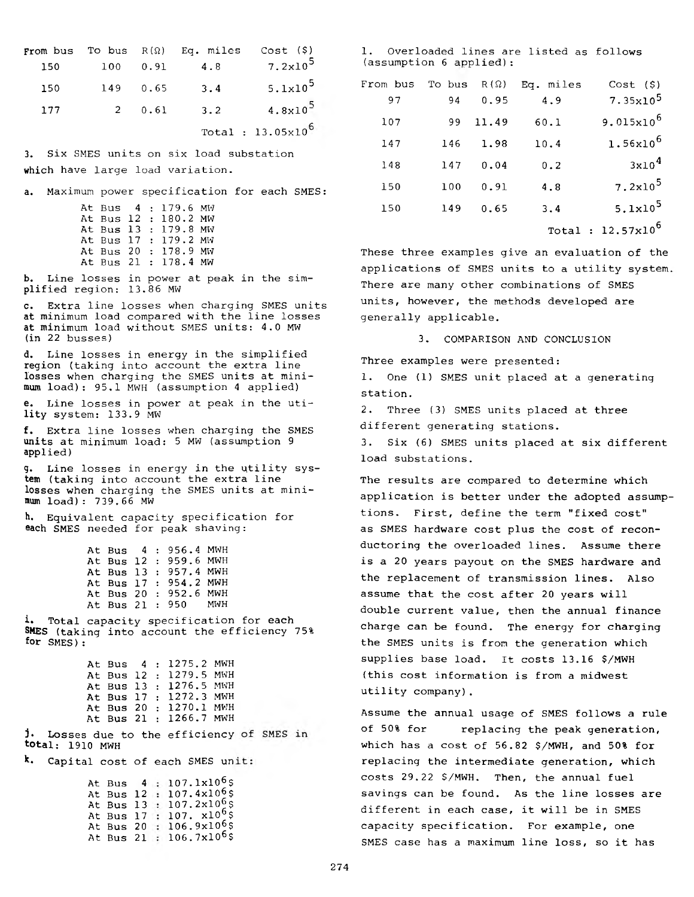| From bus | To bus | R(Ω) | Eq. miles | Cost ($) |
|---|---|---|---|---|
| 150 | 100 | 0.91 | 4.8 | $7.2\times10^5$ |
| 150 | 149 | 0.65 | 3.4 | $5.1\times10^5$ |
| 177 | 2 | 0.61 | 3.2 | $4.8\times10^5$ |
| | | | | Total : $13.05\times10^6$ |

3. Six SMES units on six load substation which have large load variation.

a. Maximum power specification for each SMES:

At Bus 4 : 179.6 MW
At Bus 12 : 180.2 MW
At Bus 13 : 179.8 MW
At Bus 17 : 179.2 MW
At Bus 20 : 178.9 MW
At Bus 21 : 178.4 MW

b. Line losses in power at peak in the simplified region: 13.86 MW

c. Extra line losses when charging SMES units at minimum load compared with the line losses at minimum load without SMES units: 4.0 MW (in 22 busses)

d. Line losses in energy in the simplified region (taking into account the extra line losses when charging the SMES units at minimum load): 95.1 MWH (assumption 4 applied)

e. Line losses in power at peak in the utility system: 133.9 MW

f. Extra line losses when charging the SMES units at minimum load: 5 MW (assumption 9 applied)

g. Line losses in energy in the utility system (taking into account the extra line losses when charging the SMES units at minimum load): 739.66 MW

h. Equivalent capacity specification for each SMES needed for peak shaving:

At Bus 4 : 956.4 MWH
At Bus 12 : 959.6 MWH
At Bus 13 : 957.4 MWH
At Bus 17 : 954.2 MWH
At Bus 20 : 952.6 MWH
At Bus 21 : 950 MWH

i. Total capacity specification for each SMES (taking into account the efficiency 75% for SMES):

At Bus 4 : 1275.2 MWH
At Bus 12 : 1279.5 MWH
At Bus 13 : 1276.5 MWH
At Bus 17 : 1272.3 MWH
At Bus 20 : 1270.1 MWH
At Bus 21 : 1266.7 MWH

j. Losses due to the efficiency of SMES in total: 1910 MWH

k. Capital cost of each SMES unit:

At Bus 4 : $107.1\times10^6$$
At Bus 12 : $107.4\times10^6$$
At Bus 13 : $107.2\times10^6$$
At Bus 17 : $107.\ \times10^6$$
At Bus 20 : $106.9\times10^6$$
At Bus 21 : $106.7\times10^6$$

l. Overloaded lines are listed as follows (assumption 6 applied):

| From bus | To bus | R(Ω) | Eq. miles | Cost ($) |
|---|---|---|---|---|
| 97 | 94 | 0.95 | 4.9 | $7.35\times10^5$ |
| 107 | 99 | 11.49 | 60.1 | $9.015\times10^6$ |
| 147 | 146 | 1.98 | 10.4 | $1.56\times10^6$ |
| 148 | 147 | 0.04 | 0.2 | $3\times10^4$ |
| 150 | 100 | 0.91 | 4.8 | $7.2\times10^5$ |
| 150 | 149 | 0.65 | 3.4 | $5.1\times10^5$ |
| | | | | Total : $12.57\times10^6$ |

These three examples give an evaluation of the applications of SMES units to a utility system. There are many other combinations of SMES units, however, the methods developed are generally applicable.

## 3. COMPARISON AND CONCLUSION

Three examples were presented:

1. One (1) SMES unit placed at a generating station.
2. Three (3) SMES units placed at three different generating stations.
3. Six (6) SMES units placed at six different load substations.

The results are compared to determine which application is better under the adopted assumptions. First, define the term "fixed cost" as SMES hardware cost plus the cost of reconductoring the overloaded lines. Assume there is a 20 years payout on the SMES hardware and the replacement of transmission lines. Also assume that the cost after 20 years will double current value, then the annual finance charge can be found. The energy for charging the SMES units is from the generation which supplies base load. It costs 13.16 $/MWH (this cost information is from a midwest utility company).

Assume the annual usage of SMES follows a rule of 50% for replacing the peak generation, which has a cost of 56.82 $/MWH, and 50% for replacing the intermediate generation, which costs 29.22 $/MWH. Then, the annual fuel savings can be found. As the line losses are different in each case, it will be in SMES capacity specification. For example, one SMES case has a maximum line loss, so it has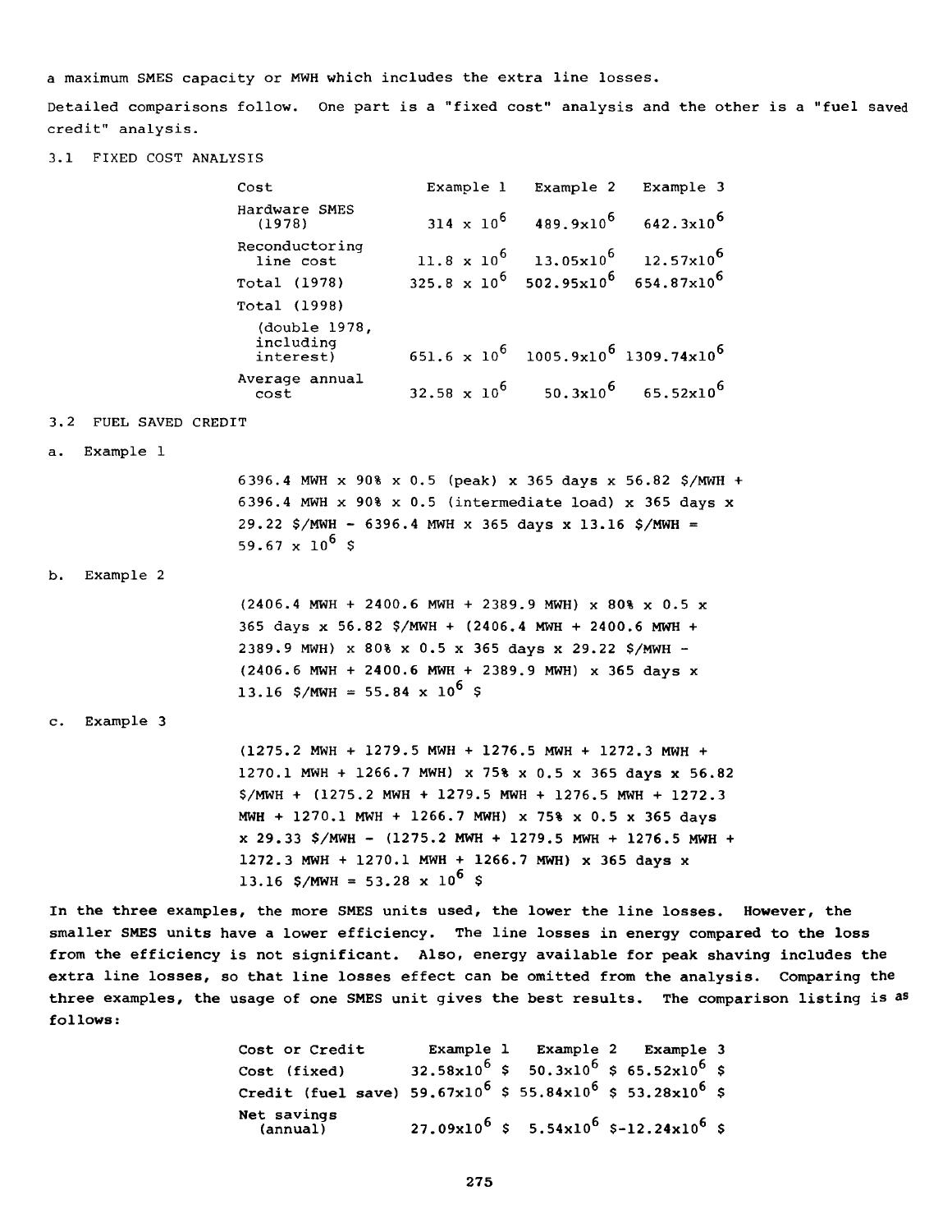a maximum SMES capacity or MWH which includes the extra line losses.

Detailed comparisons follow. One part is a "fixed cost" analysis and the other is a "fuel saved credit" analysis.

### 3.1 FIXED COST ANALYSIS

| Cost | Example 1 | Example 2 | Example 3 |
|---|---|---|---|
| Hardware SMES (1978) | $314 \times 10^6$ | $489.9\text{x}10^6$ | $642.3\text{x}10^6$ |
| Reconductoring line cost | $11.8 \times 10^6$ | $13.05\text{x}10^6$ | $12.57\text{x}10^6$ |
| Total (1978) | $325.8 \times 10^6$ | $502.95\text{x}10^6$ | $654.87\text{x}10^6$ |
| Total (1998) (double 1978, including interest) | $651.6 \times 10^6$ | $1005.9\text{x}10^6$ | $1309.74\text{x}10^6$ |
| Average annual cost | $32.58 \times 10^6$ | $50.3\text{x}10^6$ | $65.52\text{x}10^6$ |

### 3.2 FUEL SAVED CREDIT

a. Example 1

6396.4 MWH x 90% x 0.5 (peak) x 365 days x 56.82 $/MWH + 6396.4 MWH x 90% x 0.5 (intermediate load) x 365 days x 29.22 $/MWH - 6396.4 MWH x 365 days x 13.16 $/MWH = $59.67 \times 10^6$ $

b. Example 2

(2406.4 MWH + 2400.6 MWH + 2389.9 MWH) x 80% x 0.5 x 365 days x 56.82 $/MWH + (2406.4 MWH + 2400.6 MWH + 2389.9 MWH) x 80% x 0.5 x 365 days x 29.22 $/MWH - (2406.6 MWH + 2400.6 MWH + 2389.9 MWH) x 365 days x 13.16 $/MWH = $55.84 \times 10^6$ $

c. Example 3

(1275.2 MWH + 1279.5 MWH + 1276.5 MWH + 1272.3 MWH + 1270.1 MWH + 1266.7 MWH) x 75% x 0.5 x 365 days x 56.82 $/MWH + (1275.2 MWH + 1279.5 MWH + 1276.5 MWH + 1272.3 MWH + 1270.1 MWH + 1266.7 MWH) x 75% x 0.5 x 365 days x 29.33 $/MWH - (1275.2 MWH + 1279.5 MWH + 1276.5 MWH + 1272.3 MWH + 1270.1 MWH + 1266.7 MWH) x 365 days x 13.16 $/MWH = $53.28 \times 10^6$ $

In the three examples, the more SMES units used, the lower the line losses. However, the smaller SMES units have a lower efficiency. The line losses in energy compared to the loss from the efficiency is not significant. Also, energy available for peak shaving includes the extra line losses, so that line losses effect can be omitted from the analysis. Comparing the three examples, the usage of one SMES unit gives the best results. The comparison listing is as follows:

| Cost or Credit | Example 1 | Example 2 | Example 3 |
|---|---|---|---|
| Cost (fixed) | $32.58\text{x}10^6$ $ | $50.3\text{x}10^6$ $ | $65.52\text{x}10^6$ $ |
| Credit (fuel save) | $59.67\text{x}10^6$ $ | $55.84\text{x}10^6$ $ | $53.28\text{x}10^6$ $ |
| Net savings (annual) | $27.09\text{x}10^6$ $ | $5.54\text{x}10^6$ $ | $-12.24\text{x}10^6$ $ |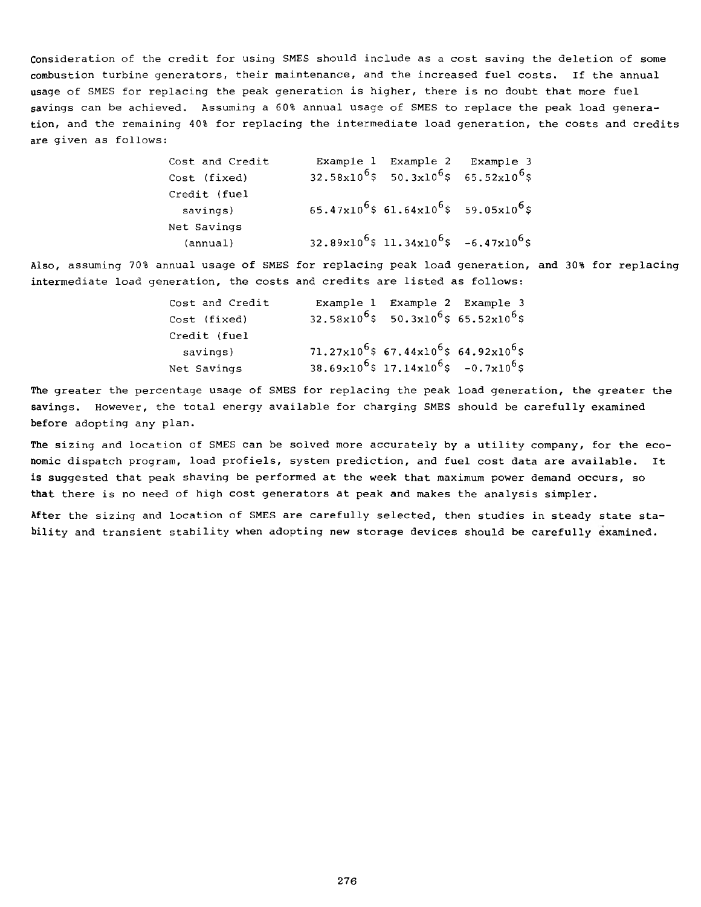Consideration of the credit for using SMES should include as a cost saving the deletion of some combustion turbine generators, their maintenance, and the increased fuel costs. If the annual usage of SMES for replacing the peak generation is higher, there is no doubt that more fuel savings can be achieved. Assuming a 60% annual usage of SMES to replace the peak load generation, and the remaining 40% for replacing the intermediate load generation, the costs and credits are given as follows:

| Cost and Credit | Example 1 | Example 2 | Example 3 |
|---|---|---|---|
| Cost (fixed) | $32.58 \times 10^6$\$ | $50.3 \times 10^6$\$ | $65.52 \times 10^6$\$ |
| Credit (fuel savings) | $65.47 \times 10^6$\$ | $61.64 \times 10^6$\$ | $59.05 \times 10^6$\$ |
| Net Savings (annual) | $32.89 \times 10^6$\$ | $11.34 \times 10^6$\$ | $-6.47 \times 10^6$\$ |

Also, assuming 70% annual usage of SMES for replacing peak load generation, and 30% for replacing intermediate load generation, the costs and credits are listed as follows:

| Cost and Credit | Example 1 | Example 2 | Example 3 |
|---|---|---|---|
| Cost (fixed) | $32.58 \times 10^6$\$ | $50.3 \times 10^6$\$ | $65.52 \times 10^6$\$ |
| Credit (fuel savings) | $71.27 \times 10^6$\$ | $67.44 \times 10^6$\$ | $64.92 \times 10^6$\$ |
| Net Savings | $38.69 \times 10^6$\$ | $17.14 \times 10^6$\$ | $-0.7 \times 10^6$\$ |

The greater the percentage usage of SMES for replacing the peak load generation, the greater the savings. However, the total energy available for charging SMES should be carefully examined before adopting any plan.

The sizing and location of SMES can be solved more accurately by a utility company, for the economic dispatch program, load profiels, system prediction, and fuel cost data are available. It is suggested that peak shaving be performed at the week that maximum power demand occurs, so that there is no need of high cost generators at peak and makes the analysis simpler.

After the sizing and location of SMES are carefully selected, then studies in steady state stability and transient stability when adopting new storage devices should be carefully examined.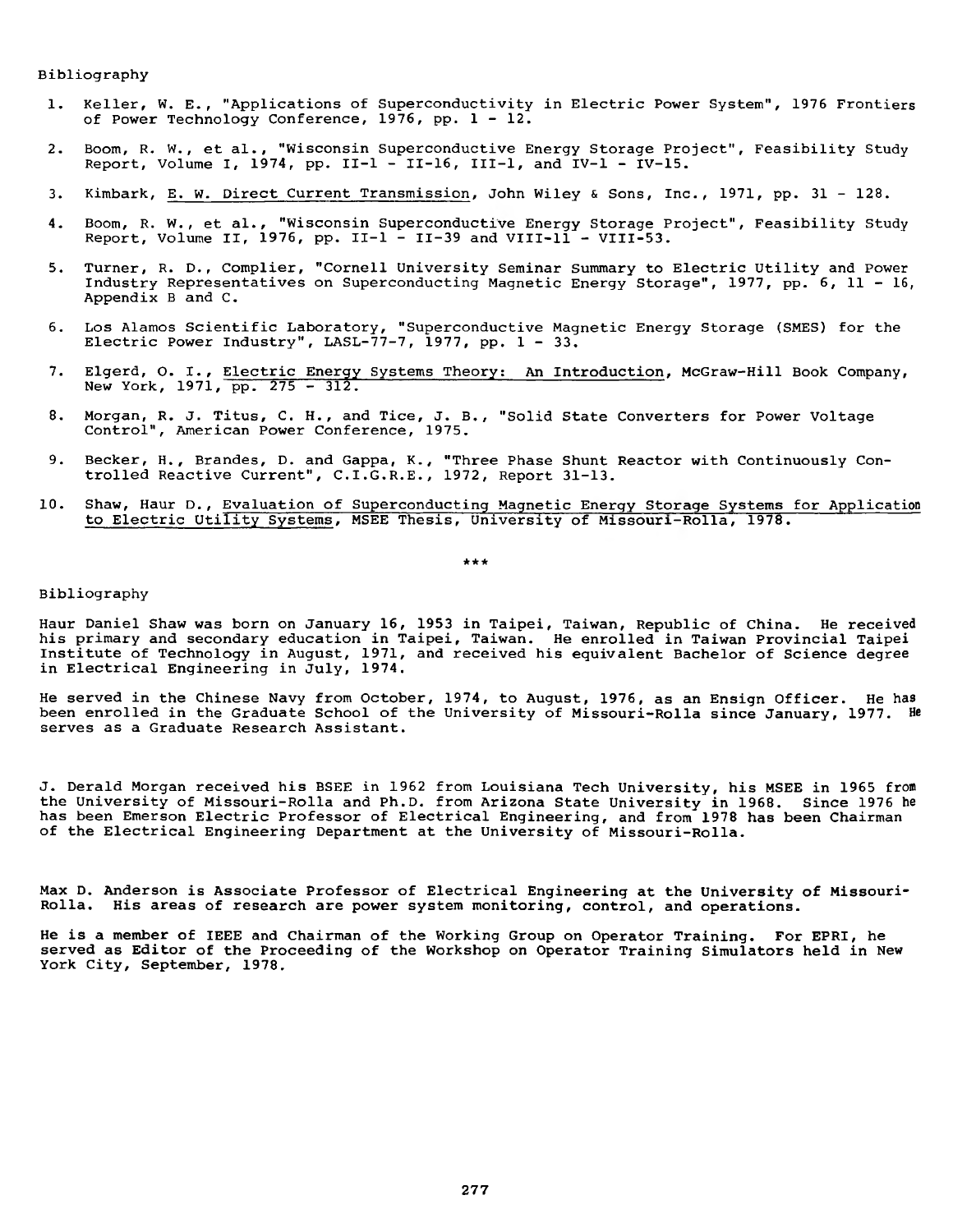## Bibliography

1. Keller, W. E., "Applications of Superconductivity in Electric Power System", 1976 Frontiers of Power Technology Conference, 1976, pp. 1 - 12.
2. Boom, R. W., et al., "Wisconsin Superconductive Energy Storage Project", Feasibility Study Report, Volume I, 1974, pp. II-1 - II-16, III-1, and IV-1 - IV-15.
3. Kimbark, E. W. Direct Current Transmission, John Wiley & Sons, Inc., 1971, pp. 31 - 128.
4. Boom, R. W., et al., "Wisconsin Superconductive Energy Storage Project", Feasibility Study Report, Volume II, 1976, pp. II-1 - II-39 and VIII-11 - VIII-53.
5. Turner, R. D., Complier, "Cornell University Seminar Summary to Electric Utility and Power Industry Representatives on Superconducting Magnetic Energy Storage", 1977, pp. 6, 11 - 16, Appendix B and C.
6. Los Alamos Scientific Laboratory, "Superconductive Magnetic Energy Storage (SMES) for the Electric Power Industry", LASL-77-7, 1977, pp. 1 - 33.
7. Elgerd, O. I., Electric Energy Systems Theory: An Introduction, McGraw-Hill Book Company, New York, 1971, pp. 275 - 312.
8. Morgan, R. J. Titus, C. H., and Tice, J. B., "Solid State Converters for Power Voltage Control", American Power Conference, 1975.
9. Becker, H., Brandes, D. and Gappa, K., "Three Phase Shunt Reactor with Continuously Controlled Reactive Current", C.I.G.R.E., 1972, Report 31-13.
10. Shaw, Haur D., Evaluation of Superconducting Magnetic Energy Storage Systems for Application to Electric Utility Systems, MSEE Thesis, University of Missouri-Rolla, 1978.

\*\*\*

## Bibliography

Haur Daniel Shaw was born on January 16, 1953 in Taipei, Taiwan, Republic of China. He received his primary and secondary education in Taipei, Taiwan. He enrolled in Taiwan Provincial Taipei Institute of Technology in August, 1971, and received his equivalent Bachelor of Science degree in Electrical Engineering in July, 1974.

He served in the Chinese Navy from October, 1974, to August, 1976, as an Ensign Officer. He has been enrolled in the Graduate School of the University of Missouri-Rolla since January, 1977. He serves as a Graduate Research Assistant.

J. Derald Morgan received his BSEE in 1962 from Louisiana Tech University, his MSEE in 1965 from the University of Missouri-Rolla and Ph.D. from Arizona State University in 1968. Since 1976 he has been Emerson Electric Professor of Electrical Engineering, and from 1978 has been Chairman of the Electrical Engineering Department at the University of Missouri-Rolla.

Max D. Anderson is Associate Professor of Electrical Engineering at the University of Missouri-Rolla. His areas of research are power system monitoring, control, and operations.

He is a member of IEEE and Chairman of the Working Group on Operator Training. For EPRI, he served as Editor of the Proceeding of the Workshop on Operator Training Simulators held in New York City, September, 1978.